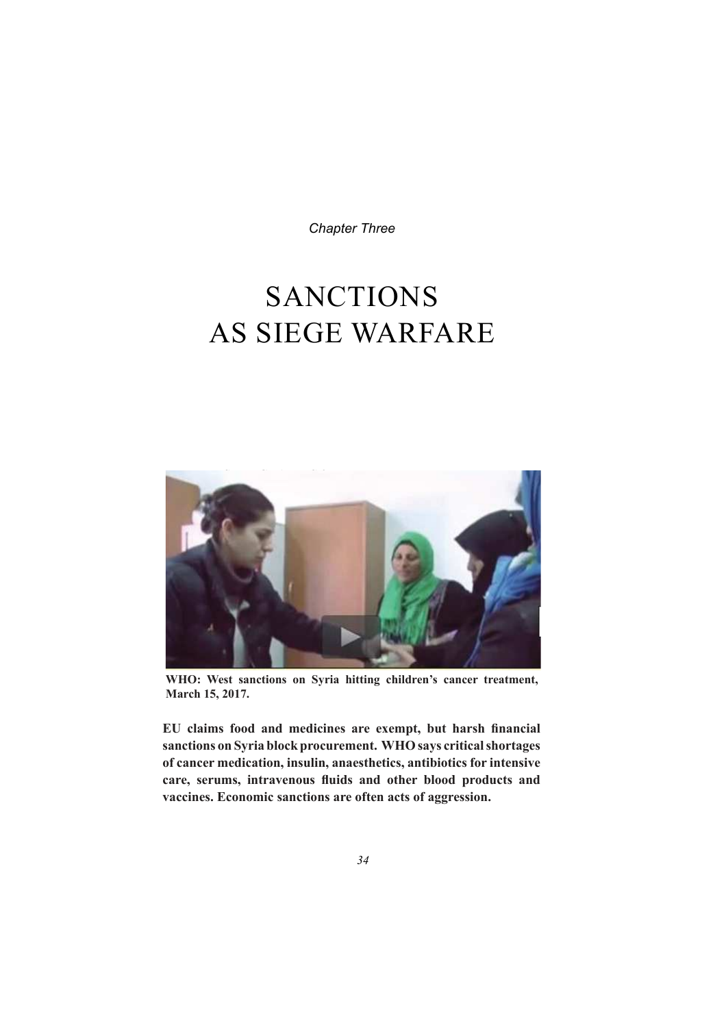*Chapter Three*

# SANCTIONS AS SIEGE WARFARE

**WHO: West sanctions on Syria hitting children's cancer treatment, March 15, 2017.**

**EU claims food and medicines are exempt, but harsh financial sanctions on Syria block procurement. WHO says critical shortages of cancer medication, insulin, anaesthetics, antibiotics for intensive care, serums, intravenous fluids and other blood products and vaccines. Economic sanctions are often acts of aggression.**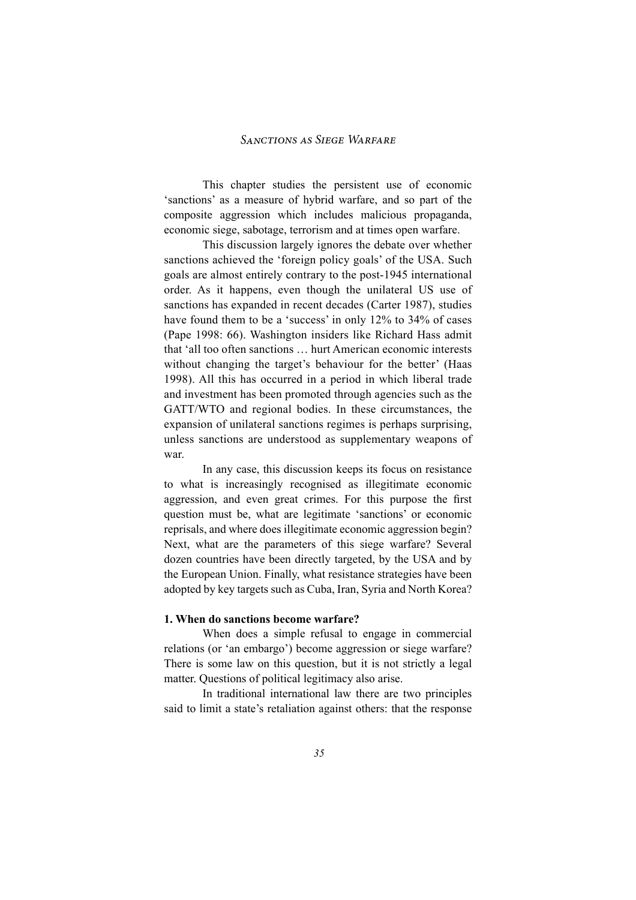# Sanctions as Siege Warfare

This chapter studies the persistent use of economic 'sanctions' as a measure of hybrid warfare, and so part of the composite aggression which includes malicious propaganda, economic siege, sabotage, terrorism and at times open warfare.

This discussion largely ignores the debate over whether sanctions achieved the 'foreign policy goals' of the USA. Such goals are almost entirely contrary to the post-1945 international order. As it happens, even though the unilateral US use of sanctions has expanded in recent decades (Carter 1987), studies have found them to be a 'success' in only 12% to 34% of cases (Pape 1998: 66). Washington insiders like Richard Hass admit that 'all too often sanctions … hurt American economic interests without changing the target's behaviour for the better' (Haas 1998). All this has occurred in a period in which liberal trade and investment has been promoted through agencies such as the GATT/WTO and regional bodies. In these circumstances, the expansion of unilateral sanctions regimes is perhaps surprising, unless sanctions are understood as supplementary weapons of war.

In any case, this discussion keeps its focus on resistance to what is increasingly recognised as illegitimate economic aggression, and even great crimes. For this purpose the first question must be, what are legitimate 'sanctions' or economic reprisals, and where does illegitimate economic aggression begin? Next, what are the parameters of this siege warfare? Several dozen countries have been directly targeted, by the USA and by the European Union. Finally, what resistance strategies have been adopted by key targets such as Cuba, Iran, Syria and North Korea?

**1. When do sanctions become warfare?**

When does a simple refusal to engage in commercial relations (or 'an embargo') become aggression or siege warfare? There is some law on this question, but it is not strictly a legal matter. Questions of political legitimacy also arise.

In traditional international law there are two principles said to limit a state's retaliation against others: that the response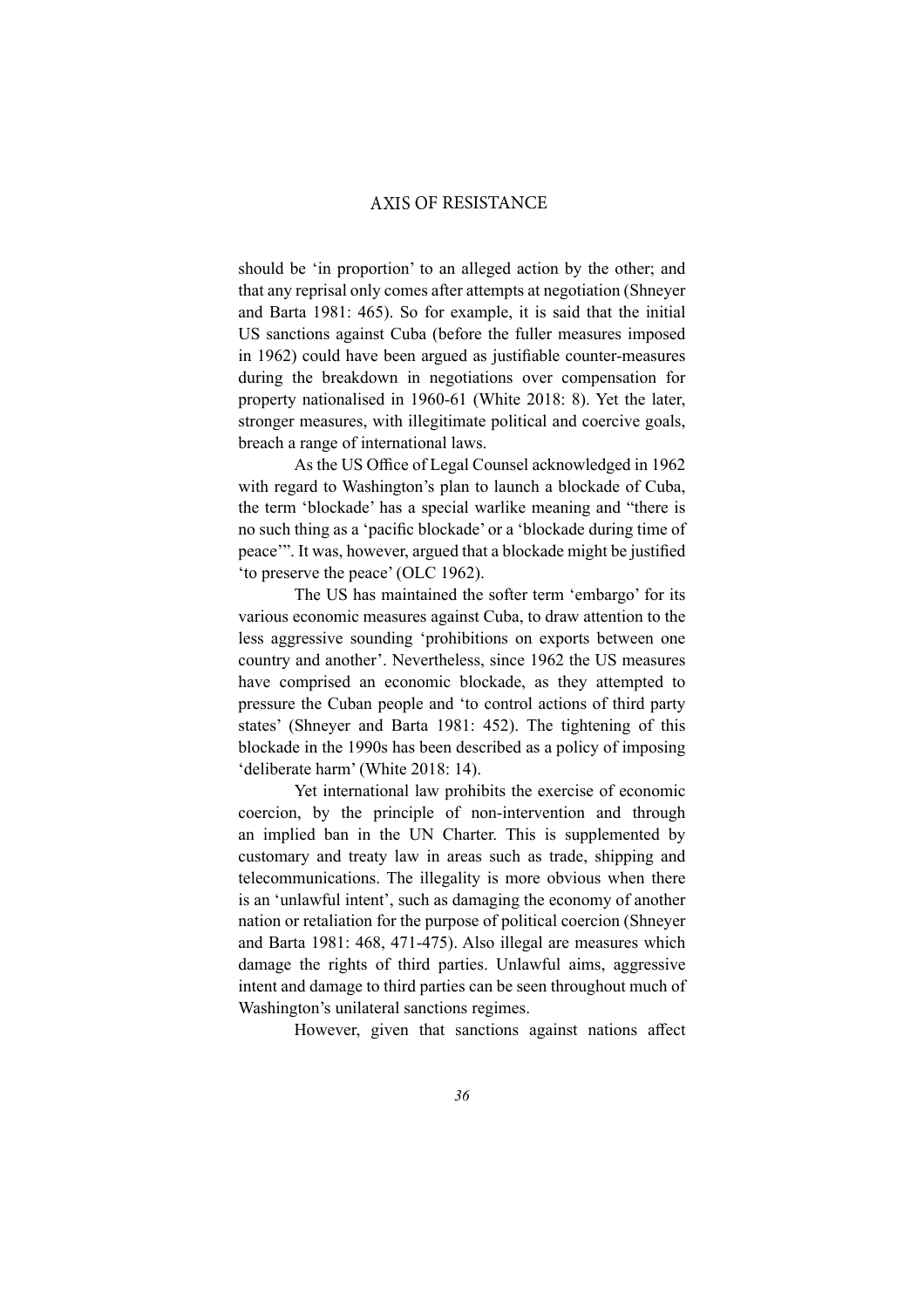should be 'in proportion' to an alleged action by the other; and that any reprisal only comes after attempts at negotiation (Shneyer and Barta 1981: 465). So for example, it is said that the initial US sanctions against Cuba (before the fuller measures imposed in 1962) could have been argued as justifiable counter-measures during the breakdown in negotiations over compensation for property nationalised in 1960-61 (White 2018: 8). Yet the later, stronger measures, with illegitimate political and coercive goals, breach a range of international laws.

As the US Office of Legal Counsel acknowledged in 1962 with regard to Washington's plan to launch a blockade of Cuba, the term 'blockade' has a special warlike meaning and "there is no such thing as a 'pacific blockade' or a 'blockade during time of peace'". It was, however, argued that a blockade might be justified 'to preserve the peace' (OLC 1962).

The US has maintained the softer term 'embargo' for its various economic measures against Cuba, to draw attention to the less aggressive sounding 'prohibitions on exports between one country and another'. Nevertheless, since 1962 the US measures have comprised an economic blockade, as they attempted to pressure the Cuban people and 'to control actions of third party states' (Shneyer and Barta 1981: 452). The tightening of this blockade in the 1990s has been described as a policy of imposing 'deliberate harm' (White 2018: 14).

Yet international law prohibits the exercise of economic coercion, by the principle of non-intervention and through an implied ban in the UN Charter. This is supplemented by customary and treaty law in areas such as trade, shipping and telecommunications. The illegality is more obvious when there is an 'unlawful intent', such as damaging the economy of another nation or retaliation for the purpose of political coercion (Shneyer and Barta 1981: 468, 471-475). Also illegal are measures which damage the rights of third parties. Unlawful aims, aggressive intent and damage to third parties can be seen throughout much of Washington's unilateral sanctions regimes.

However, given that sanctions against nations affect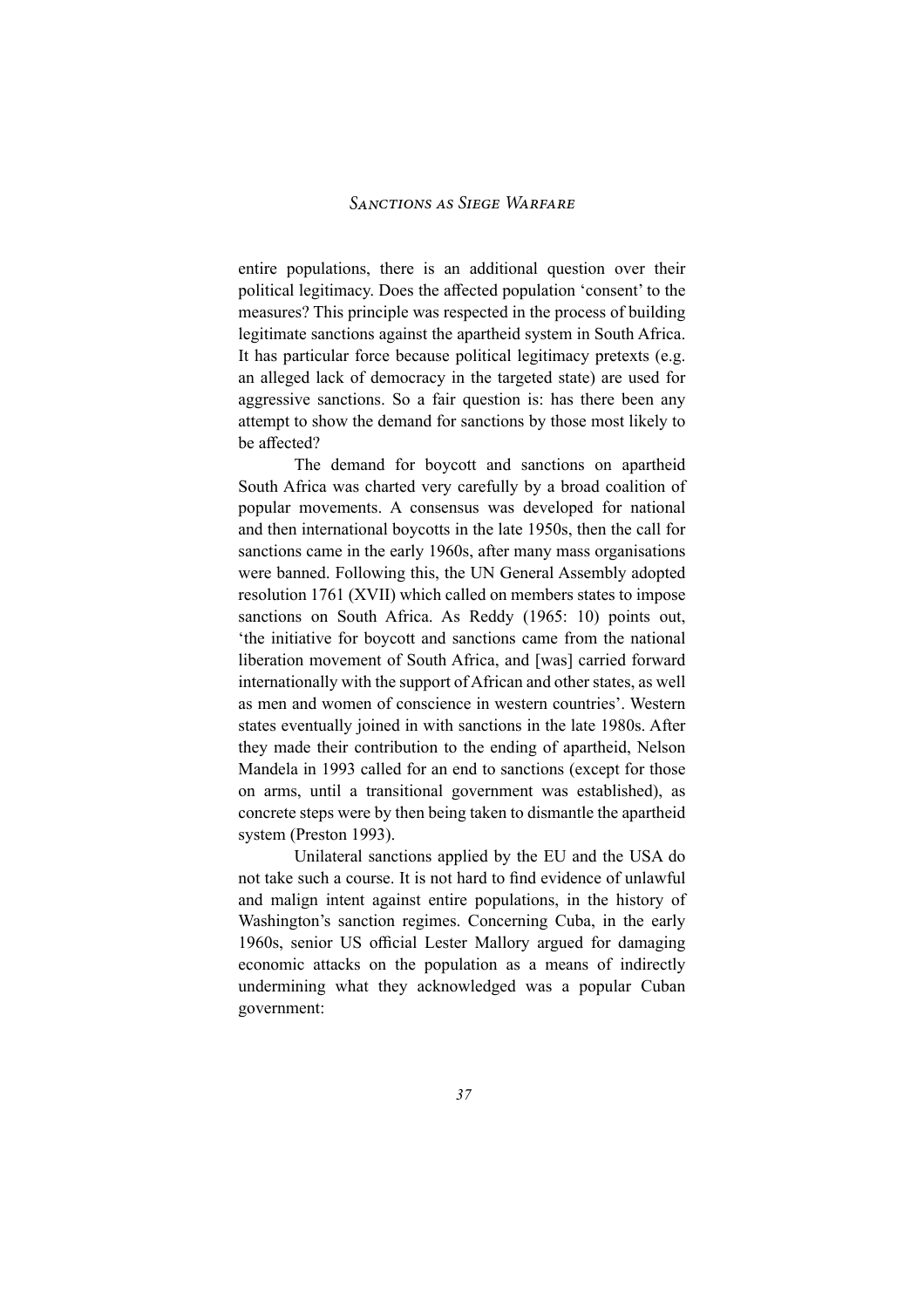entire populations, there is an additional question over their political legitimacy. Does the affected population 'consent' to the measures? This principle was respected in the process of building legitimate sanctions against the apartheid system in South Africa. It has particular force because political legitimacy pretexts (e.g. an alleged lack of democracy in the targeted state) are used for aggressive sanctions. So a fair question is: has there been any attempt to show the demand for sanctions by those most likely to be affected?

The demand for boycott and sanctions on apartheid South Africa was charted very carefully by a broad coalition of popular movements. A consensus was developed for national and then international boycotts in the late 1950s, then the call for sanctions came in the early 1960s, after many mass organisations were banned. Following this, the UN General Assembly adopted resolution 1761 (XVII) which called on members states to impose sanctions on South Africa. As Reddy (1965: 10) points out, 'the initiative for boycott and sanctions came from the national liberation movement of South Africa, and [was] carried forward internationally with the support of African and other states, as well as men and women of conscience in western countries'. Western states eventually joined in with sanctions in the late 1980s. After they made their contribution to the ending of apartheid, Nelson Mandela in 1993 called for an end to sanctions (except for those on arms, until a transitional government was established), as concrete steps were by then being taken to dismantle the apartheid system (Preston 1993).

Unilateral sanctions applied by the EU and the USA do not take such a course. It is not hard to find evidence of unlawful and malign intent against entire populations, in the history of Washington's sanction regimes. Concerning Cuba, in the early 1960s, senior US official Lester Mallory argued for damaging economic attacks on the population as a means of indirectly undermining what they acknowledged was a popular Cuban government: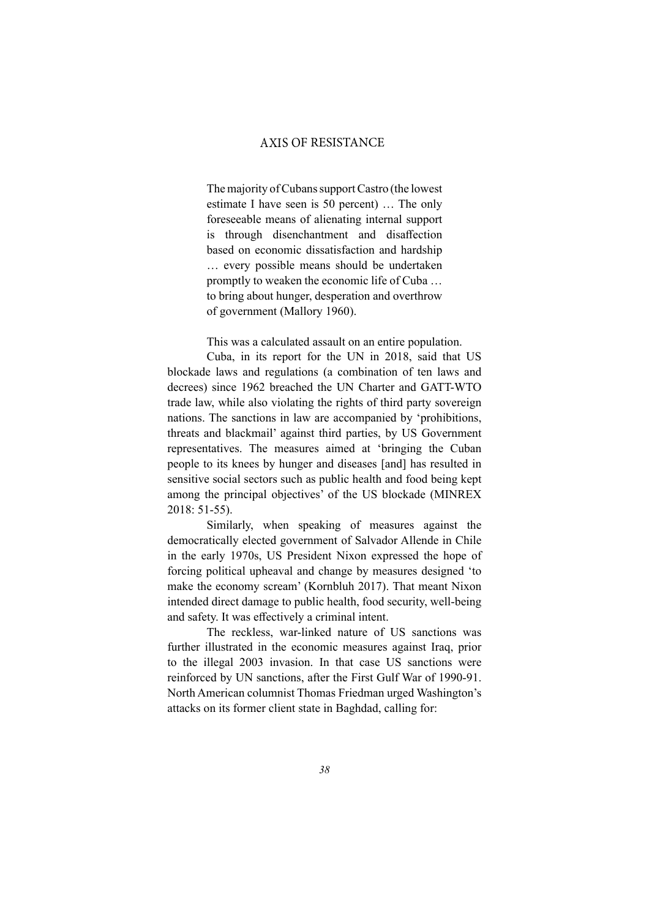> The majority of Cubans support Castro (the lowest estimate I have seen is 50 percent) … The only foreseeable means of alienating internal support is through disenchantment and disaffection based on economic dissatisfaction and hardship … every possible means should be undertaken promptly to weaken the economic life of Cuba … to bring about hunger, desperation and overthrow of government (Mallory 1960).

This was a calculated assault on an entire population.

Cuba, in its report for the UN in 2018, said that US blockade laws and regulations (a combination of ten laws and decrees) since 1962 breached the UN Charter and GATT-WTO trade law, while also violating the rights of third party sovereign nations. The sanctions in law are accompanied by 'prohibitions, threats and blackmail' against third parties, by US Government representatives. The measures aimed at 'bringing the Cuban people to its knees by hunger and diseases [and] has resulted in sensitive social sectors such as public health and food being kept among the principal objectives' of the US blockade (MINREX 2018: 51-55).

Similarly, when speaking of measures against the democratically elected government of Salvador Allende in Chile in the early 1970s, US President Nixon expressed the hope of forcing political upheaval and change by measures designed 'to make the economy scream' (Kornbluh 2017). That meant Nixon intended direct damage to public health, food security, well-being and safety. It was effectively a criminal intent.

The reckless, war-linked nature of US sanctions was further illustrated in the economic measures against Iraq, prior to the illegal 2003 invasion. In that case US sanctions were reinforced by UN sanctions, after the First Gulf War of 1990-91. North American columnist Thomas Friedman urged Washington's attacks on its former client state in Baghdad, calling for: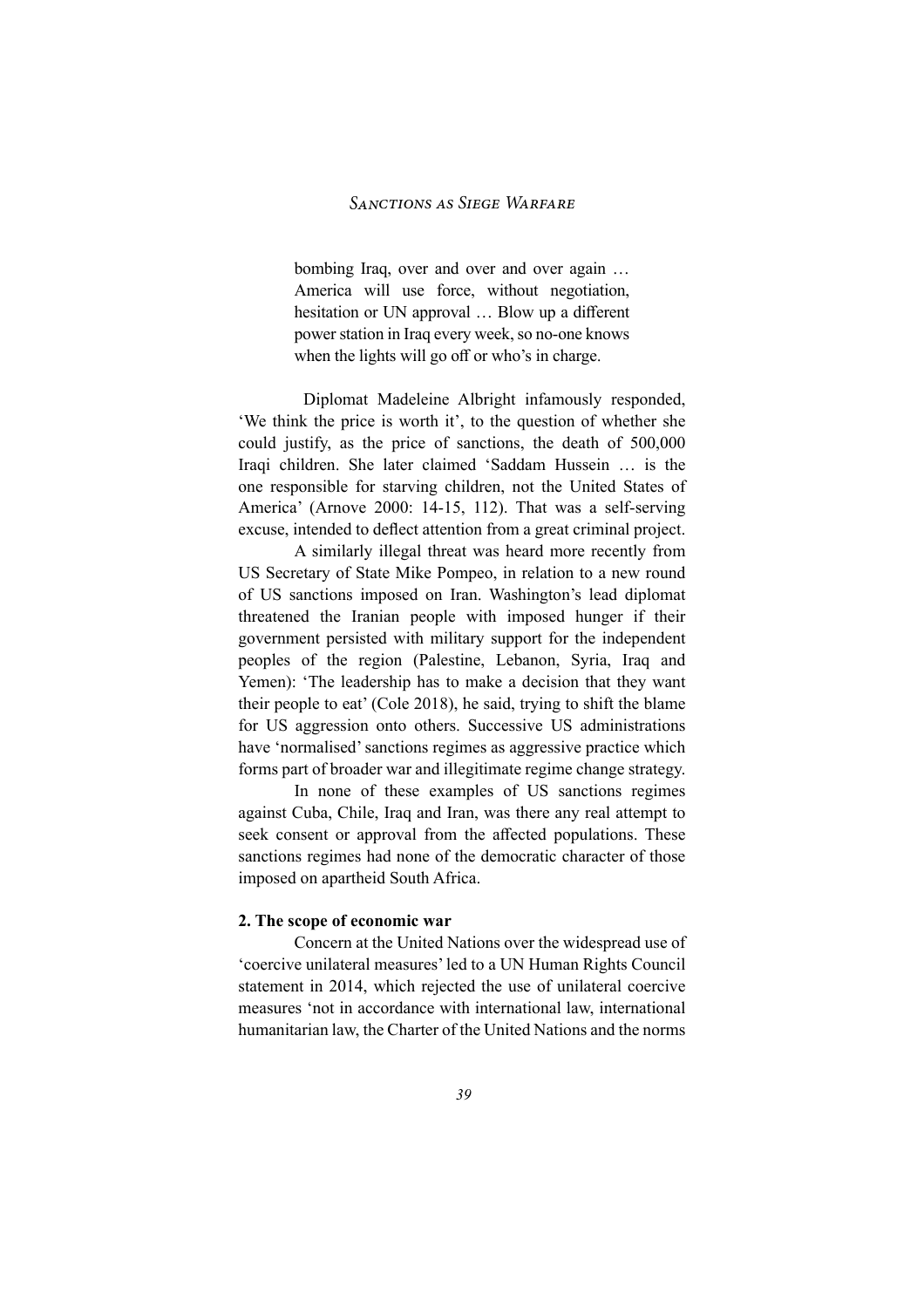> bombing Iraq, over and over and over again … America will use force, without negotiation, hesitation or UN approval … Blow up a different power station in Iraq every week, so no-one knows when the lights will go off or who's in charge.

Diplomat Madeleine Albright infamously responded, 'We think the price is worth it', to the question of whether she could justify, as the price of sanctions, the death of 500,000 Iraqi children. She later claimed 'Saddam Hussein … is the one responsible for starving children, not the United States of America' (Arnove 2000: 14-15, 112). That was a self-serving excuse, intended to deflect attention from a great criminal project.

A similarly illegal threat was heard more recently from US Secretary of State Mike Pompeo, in relation to a new round of US sanctions imposed on Iran. Washington's lead diplomat threatened the Iranian people with imposed hunger if their government persisted with military support for the independent peoples of the region (Palestine, Lebanon, Syria, Iraq and Yemen): 'The leadership has to make a decision that they want their people to eat' (Cole 2018), he said, trying to shift the blame for US aggression onto others. Successive US administrations have 'normalised' sanctions regimes as aggressive practice which forms part of broader war and illegitimate regime change strategy.

In none of these examples of US sanctions regimes against Cuba, Chile, Iraq and Iran, was there any real attempt to seek consent or approval from the affected populations. These sanctions regimes had none of the democratic character of those imposed on apartheid South Africa.

**2. The scope of economic war**

Concern at the United Nations over the widespread use of 'coercive unilateral measures' led to a UN Human Rights Council statement in 2014, which rejected the use of unilateral coercive measures 'not in accordance with international law, international humanitarian law, the Charter of the United Nations and the norms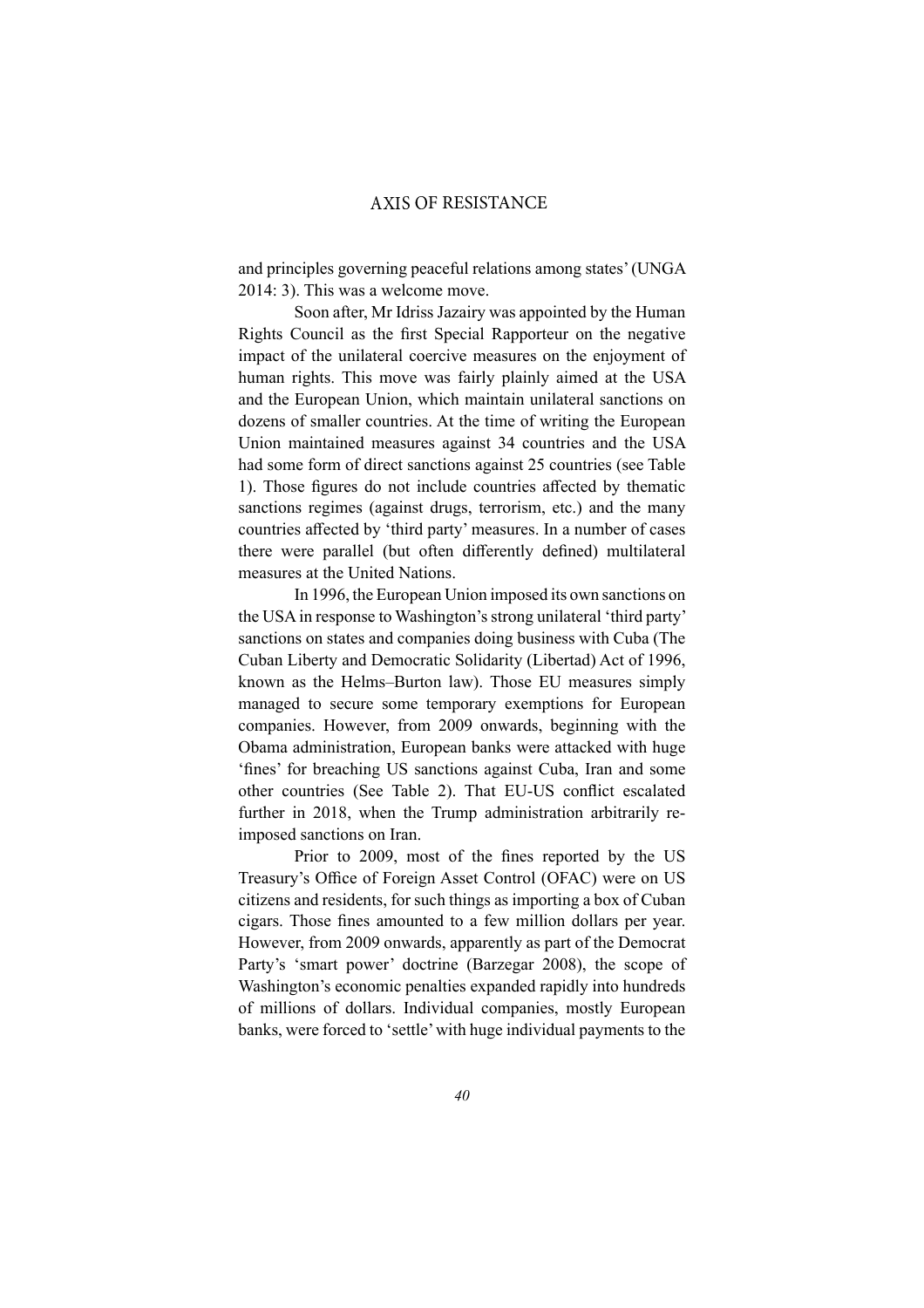and principles governing peaceful relations among states' (UNGA 2014: 3). This was a welcome move.

Soon after, Mr Idriss Jazairy was appointed by the Human Rights Council as the first Special Rapporteur on the negative impact of the unilateral coercive measures on the enjoyment of human rights. This move was fairly plainly aimed at the USA and the European Union, which maintain unilateral sanctions on dozens of smaller countries. At the time of writing the European Union maintained measures against 34 countries and the USA had some form of direct sanctions against 25 countries (see Table 1). Those figures do not include countries affected by thematic sanctions regimes (against drugs, terrorism, etc.) and the many countries affected by 'third party' measures. In a number of cases there were parallel (but often differently defined) multilateral measures at the United Nations.

In 1996, the European Union imposed its own sanctions on the USA in response to Washington's strong unilateral 'third party' sanctions on states and companies doing business with Cuba (The Cuban Liberty and Democratic Solidarity (Libertad) Act of 1996, known as the Helms–Burton law). Those EU measures simply managed to secure some temporary exemptions for European companies. However, from 2009 onwards, beginning with the Obama administration, European banks were attacked with huge 'fines' for breaching US sanctions against Cuba, Iran and some other countries (See Table 2). That EU-US conflict escalated further in 2018, when the Trump administration arbitrarily re-imposed sanctions on Iran.

Prior to 2009, most of the fines reported by the US Treasury's Office of Foreign Asset Control (OFAC) were on US citizens and residents, for such things as importing a box of Cuban cigars. Those fines amounted to a few million dollars per year. However, from 2009 onwards, apparently as part of the Democrat Party's 'smart power' doctrine (Barzegar 2008), the scope of Washington's economic penalties expanded rapidly into hundreds of millions of dollars. Individual companies, mostly European banks, were forced to 'settle' with huge individual payments to the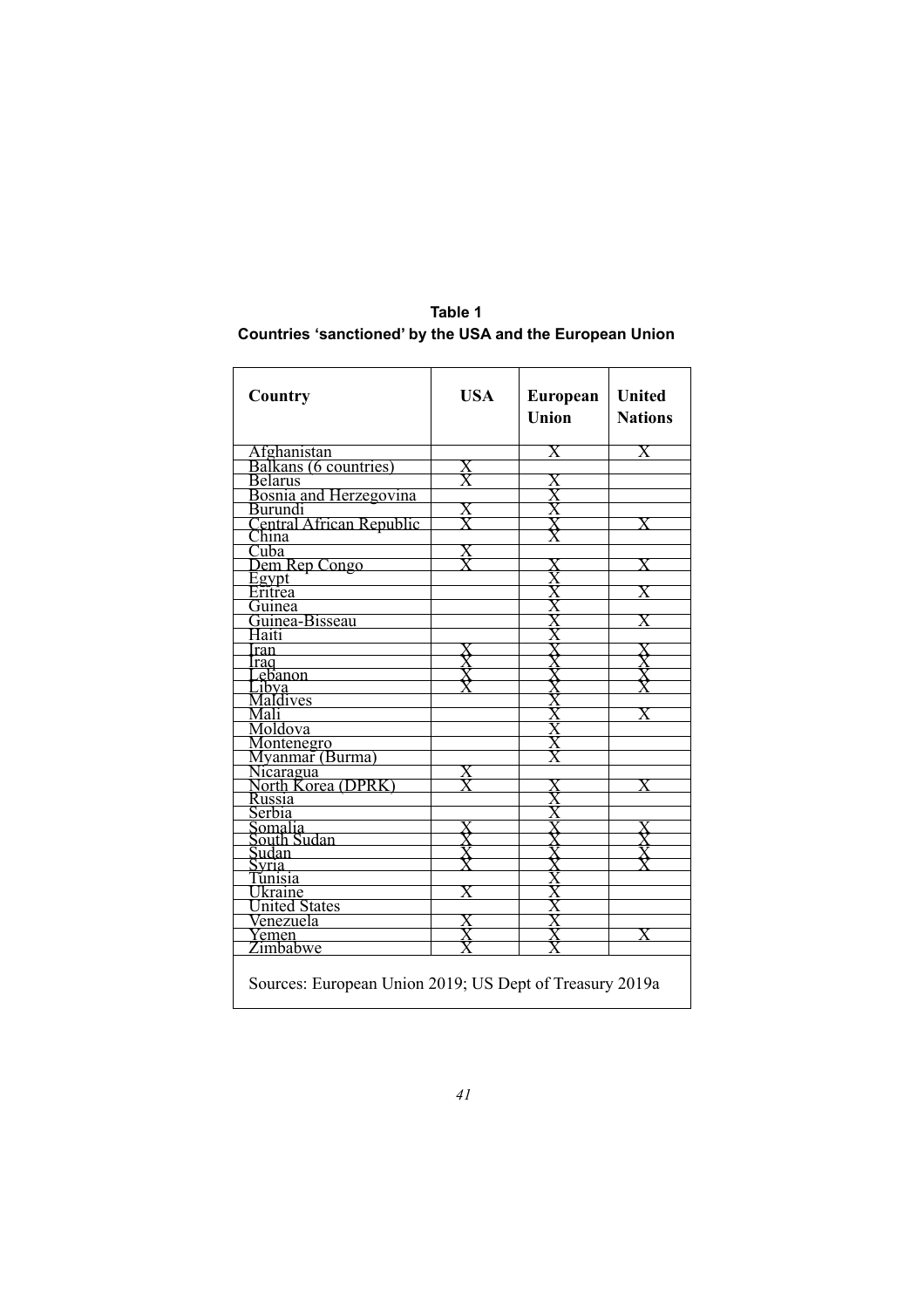**Table 1**

**Countries 'sanctioned' by the USA and the European Union**

| Country | USA | European Union | United Nations |
|---|---|---|---|
| Afghanistan | | X | X |
| Balkans (6 countries) | X | | |
| Belarus | X | X | |
| Bosnia and Herzegovina | | X | |
| Burundi | X | X | |
| Central African Republic | X | X | X |
| China | | X | |
| Cuba | X | | |
| Dem Rep Congo | X | X | X |
| Egypt | | X | |
| Eritrea | | X | X |
| Guinea | | X | |
| Guinea-Bisseau | | X | X |
| Haiti | | X | |
| Iran | X | X | X |
| Iraq | X | X | X |
| Lebanon | X | X | X |
| Libya | X | X | X |
| Maldives | | X | |
| Mali | | X | X |
| Moldova | | X | |
| Montenegro | | X | |
| Myanmar (Burma) | | X | |
| Nicaragua | X | | |
| North Korea (DPRK) | X | X | X |
| Russia | | X | |
| Serbia | | X | |
| Somalia | X | X | X |
| South Sudan | X | X | X |
| Sudan | X | X | X |
| Syria | X | X | X |
| Tunisia | | X | |
| Ukraine | X | X | |
| United States | | X | |
| Venezuela | X | X | |
| Yemen | X | X | X |
| Zimbabwe | X | X | |

Sources: European Union 2019; US Dept of Treasury 2019a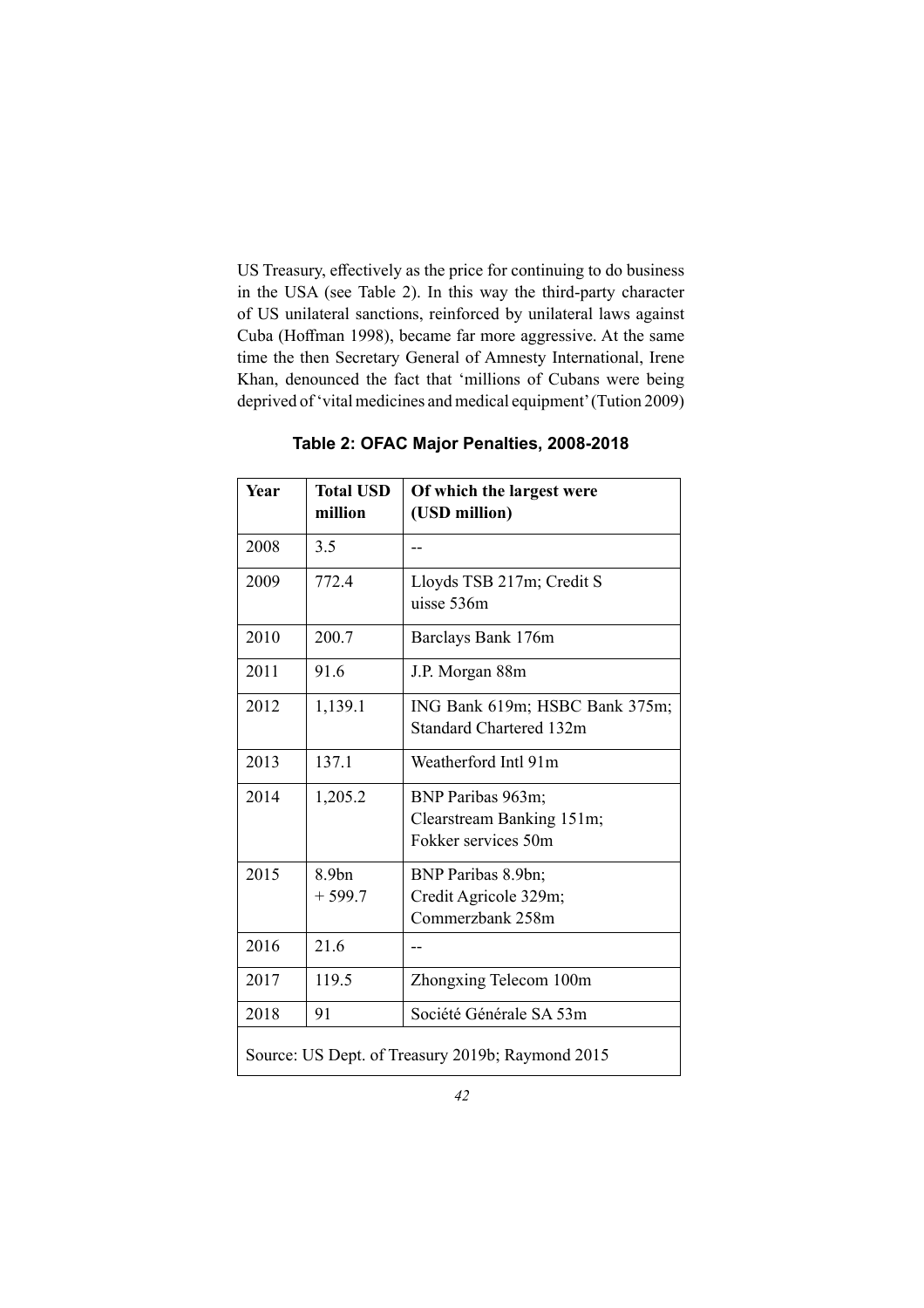US Treasury, effectively as the price for continuing to do business in the USA (see Table 2). In this way the third-party character of US unilateral sanctions, reinforced by unilateral laws against Cuba (Hoffman 1998), became far more aggressive. At the same time the then Secretary General of Amnesty International, Irene Khan, denounced the fact that 'millions of Cubans were being deprived of 'vital medicines and medical equipment' (Tution 2009)

**Table 2: OFAC Major Penalties, 2008-2018**

| Year | Total USD million | Of which the largest were (USD million) |
|---|---|---|
| 2008 | 3.5 | -- |
| 2009 | 772.4 | Lloyds TSB 217m; Credit S uisse 536m |
| 2010 | 200.7 | Barclays Bank 176m |
| 2011 | 91.6 | J.P. Morgan 88m |
| 2012 | 1,139.1 | ING Bank 619m; HSBC Bank 375m; Standard Chartered 132m |
| 2013 | 137.1 | Weatherford Intl 91m |
| 2014 | 1,205.2 | BNP Paribas 963m; Clearstream Banking 151m; Fokker services 50m |
| 2015 | 8.9bn + 599.7 | BNP Paribas 8.9bn; Credit Agricole 329m; Commerzbank 258m |
| 2016 | 21.6 | -- |
| 2017 | 119.5 | Zhongxing Telecom 100m |
| 2018 | 91 | Société Générale SA 53m |
| Source: US Dept. of Treasury 2019b; Raymond 2015 | | |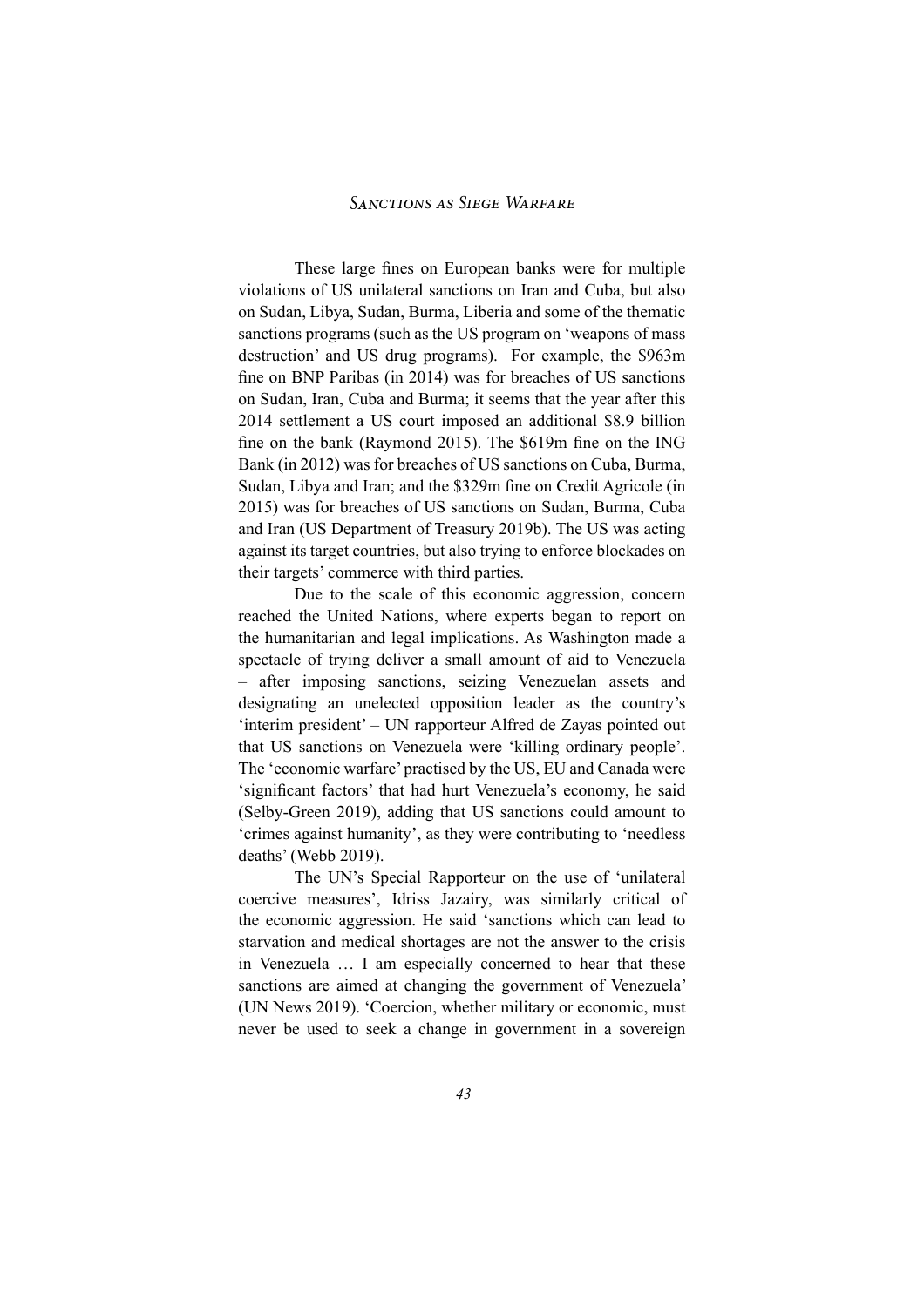These large fines on European banks were for multiple violations of US unilateral sanctions on Iran and Cuba, but also on Sudan, Libya, Sudan, Burma, Liberia and some of the thematic sanctions programs (such as the US program on 'weapons of mass destruction' and US drug programs). For example, the $963m fine on BNP Paribas (in 2014) was for breaches of US sanctions on Sudan, Iran, Cuba and Burma; it seems that the year after this 2014 settlement a US court imposed an additional $8.9 billion fine on the bank (Raymond 2015). The $619m fine on the ING Bank (in 2012) was for breaches of US sanctions on Cuba, Burma, Sudan, Libya and Iran; and the $329m fine on Credit Agricole (in 2015) was for breaches of US sanctions on Sudan, Burma, Cuba and Iran (US Department of Treasury 2019b). The US was acting against its target countries, but also trying to enforce blockades on their targets' commerce with third parties.

Due to the scale of this economic aggression, concern reached the United Nations, where experts began to report on the humanitarian and legal implications. As Washington made a spectacle of trying deliver a small amount of aid to Venezuela – after imposing sanctions, seizing Venezuelan assets and designating an unelected opposition leader as the country's 'interim president' – UN rapporteur Alfred de Zayas pointed out that US sanctions on Venezuela were 'killing ordinary people'. The 'economic warfare' practised by the US, EU and Canada were 'significant factors' that had hurt Venezuela's economy, he said (Selby-Green 2019), adding that US sanctions could amount to 'crimes against humanity', as they were contributing to 'needless deaths' (Webb 2019).

The UN's Special Rapporteur on the use of 'unilateral coercive measures', Idriss Jazairy, was similarly critical of the economic aggression. He said 'sanctions which can lead to starvation and medical shortages are not the answer to the crisis in Venezuela … I am especially concerned to hear that these sanctions are aimed at changing the government of Venezuela' (UN News 2019). 'Coercion, whether military or economic, must never be used to seek a change in government in a sovereign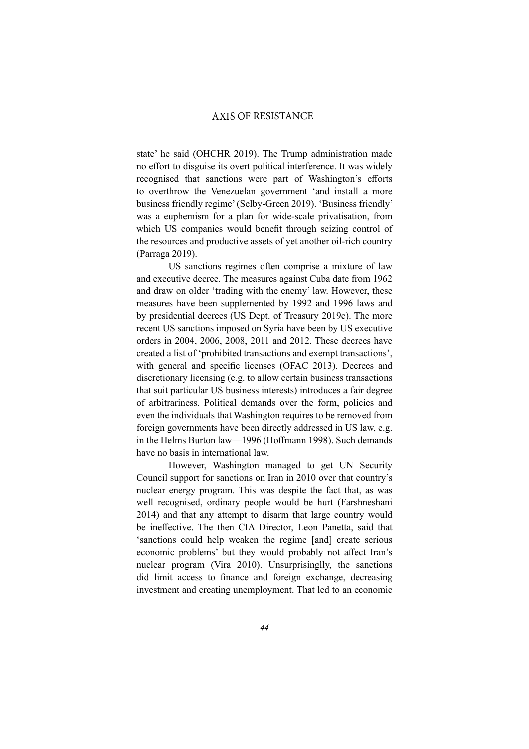state' he said (OHCHR 2019). The Trump administration made no effort to disguise its overt political interference. It was widely recognised that sanctions were part of Washington's efforts to overthrow the Venezuelan government 'and install a more business friendly regime' (Selby-Green 2019). 'Business friendly' was a euphemism for a plan for wide-scale privatisation, from which US companies would benefit through seizing control of the resources and productive assets of yet another oil-rich country (Parraga 2019).

US sanctions regimes often comprise a mixture of law and executive decree. The measures against Cuba date from 1962 and draw on older 'trading with the enemy' law. However, these measures have been supplemented by 1992 and 1996 laws and by presidential decrees (US Dept. of Treasury 2019c). The more recent US sanctions imposed on Syria have been by US executive orders in 2004, 2006, 2008, 2011 and 2012. These decrees have created a list of 'prohibited transactions and exempt transactions', with general and specific licenses (OFAC 2013). Decrees and discretionary licensing (e.g. to allow certain business transactions that suit particular US business interests) introduces a fair degree of arbitrariness. Political demands over the form, policies and even the individuals that Washington requires to be removed from foreign governments have been directly addressed in US law, e.g. in the Helms Burton law—1996 (Hoffmann 1998). Such demands have no basis in international law.

However, Washington managed to get UN Security Council support for sanctions on Iran in 2010 over that country's nuclear energy program. This was despite the fact that, as was well recognised, ordinary people would be hurt (Farshneshani 2014) and that any attempt to disarm that large country would be ineffective. The then CIA Director, Leon Panetta, said that 'sanctions could help weaken the regime [and] create serious economic problems' but they would probably not affect Iran's nuclear program (Vira 2010). Unsurprisinglly, the sanctions did limit access to finance and foreign exchange, decreasing investment and creating unemployment. That led to an economic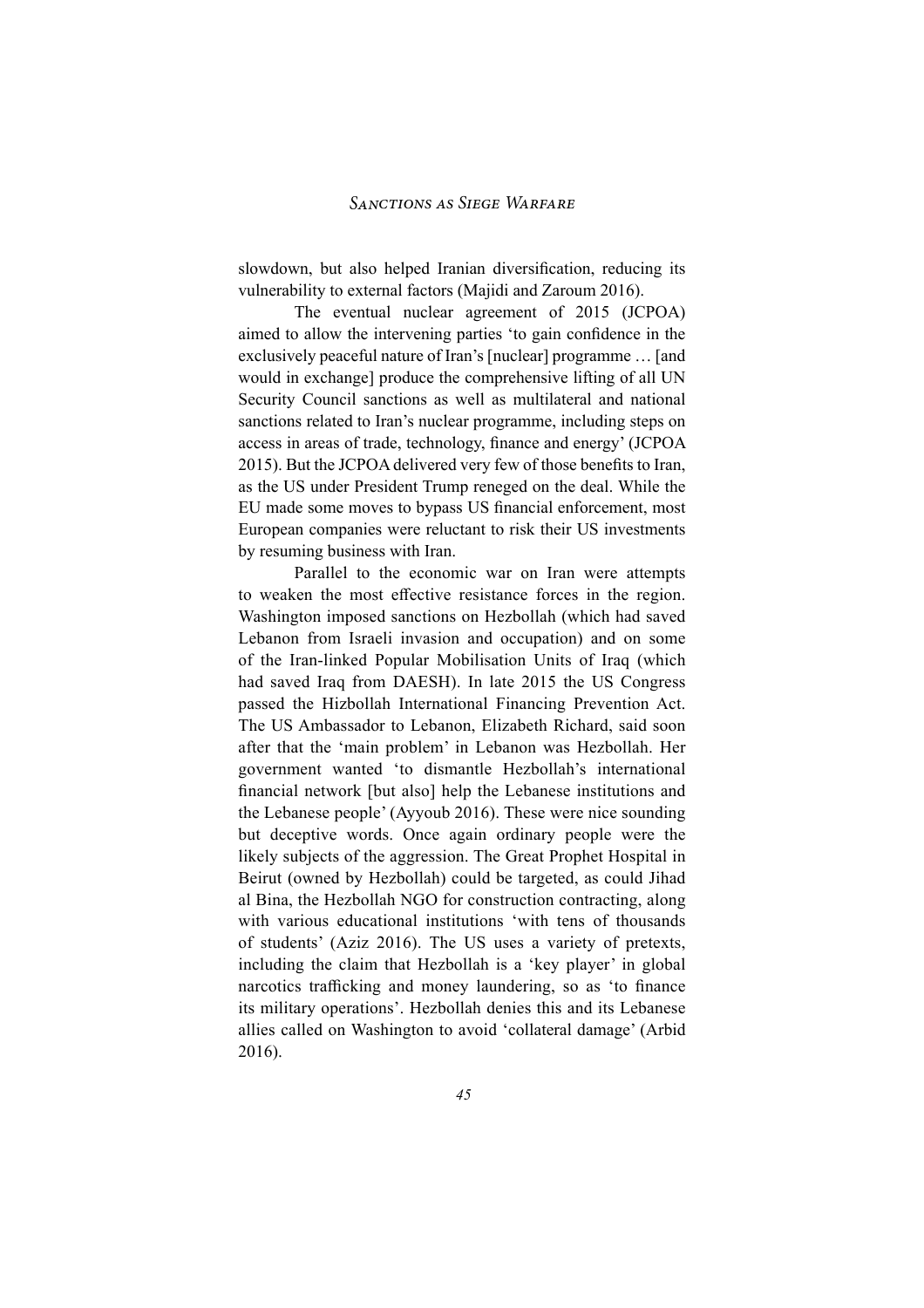slowdown, but also helped Iranian diversification, reducing its vulnerability to external factors (Majidi and Zaroum 2016).

The eventual nuclear agreement of 2015 (JCPOA) aimed to allow the intervening parties 'to gain confidence in the exclusively peaceful nature of Iran's [nuclear] programme … [and would in exchange] produce the comprehensive lifting of all UN Security Council sanctions as well as multilateral and national sanctions related to Iran's nuclear programme, including steps on access in areas of trade, technology, finance and energy' (JCPOA 2015). But the JCPOA delivered very few of those benefits to Iran, as the US under President Trump reneged on the deal. While the EU made some moves to bypass US financial enforcement, most European companies were reluctant to risk their US investments by resuming business with Iran.

Parallel to the economic war on Iran were attempts to weaken the most effective resistance forces in the region. Washington imposed sanctions on Hezbollah (which had saved Lebanon from Israeli invasion and occupation) and on some of the Iran-linked Popular Mobilisation Units of Iraq (which had saved Iraq from DAESH). In late 2015 the US Congress passed the Hizbollah International Financing Prevention Act. The US Ambassador to Lebanon, Elizabeth Richard, said soon after that the 'main problem' in Lebanon was Hezbollah. Her government wanted 'to dismantle Hezbollah's international financial network [but also] help the Lebanese institutions and the Lebanese people' (Ayyoub 2016). These were nice sounding but deceptive words. Once again ordinary people were the likely subjects of the aggression. The Great Prophet Hospital in Beirut (owned by Hezbollah) could be targeted, as could Jihad al Bina, the Hezbollah NGO for construction contracting, along with various educational institutions 'with tens of thousands of students' (Aziz 2016). The US uses a variety of pretexts, including the claim that Hezbollah is a 'key player' in global narcotics trafficking and money laundering, so as 'to finance its military operations'. Hezbollah denies this and its Lebanese allies called on Washington to avoid 'collateral damage' (Arbid 2016).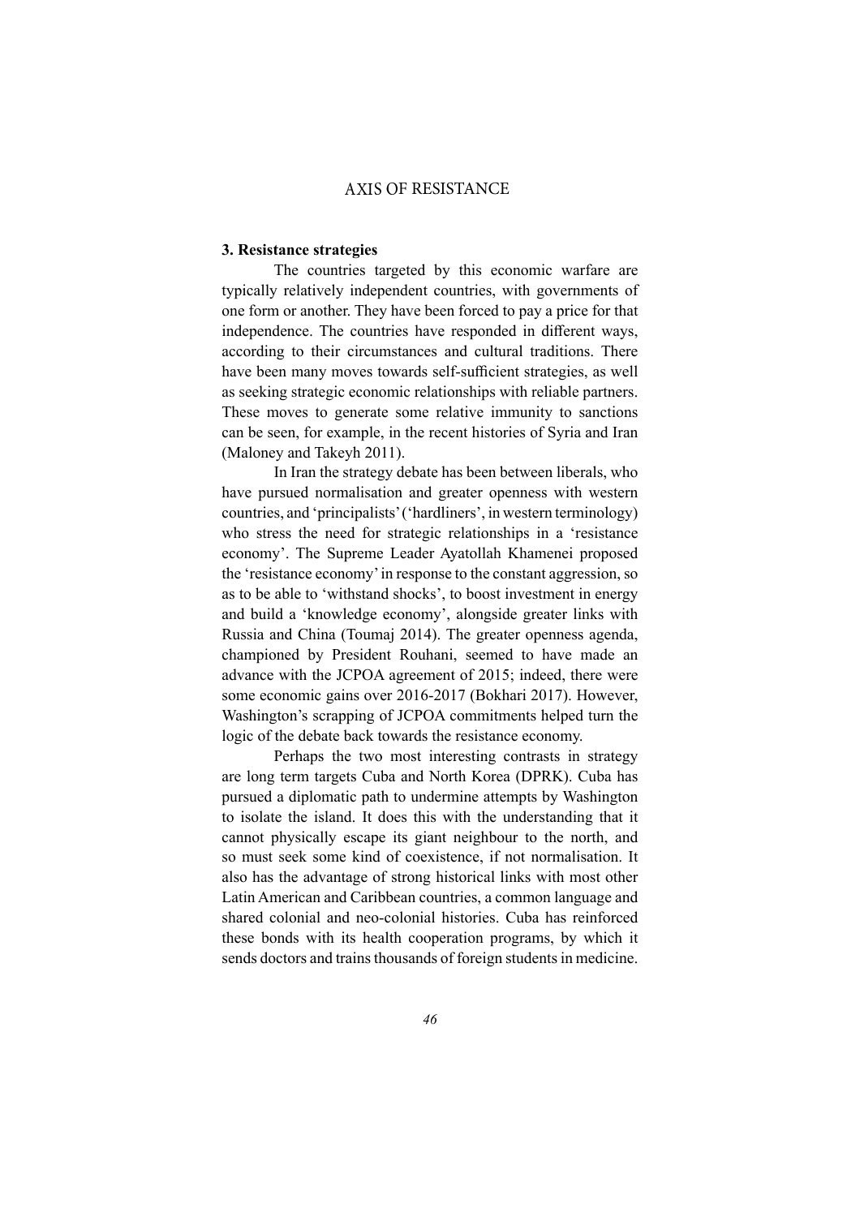### 3. Resistance strategies

The countries targeted by this economic warfare are typically relatively independent countries, with governments of one form or another. They have been forced to pay a price for that independence. The countries have responded in different ways, according to their circumstances and cultural traditions. There have been many moves towards self-sufficient strategies, as well as seeking strategic economic relationships with reliable partners. These moves to generate some relative immunity to sanctions can be seen, for example, in the recent histories of Syria and Iran (Maloney and Takeyh 2011).

In Iran the strategy debate has been between liberals, who have pursued normalisation and greater openness with western countries, and 'principalists' ('hardliners', in western terminology) who stress the need for strategic relationships in a 'resistance economy'. The Supreme Leader Ayatollah Khamenei proposed the 'resistance economy' in response to the constant aggression, so as to be able to 'withstand shocks', to boost investment in energy and build a 'knowledge economy', alongside greater links with Russia and China (Toumaj 2014). The greater openness agenda, championed by President Rouhani, seemed to have made an advance with the JCPOA agreement of 2015; indeed, there were some economic gains over 2016-2017 (Bokhari 2017). However, Washington's scrapping of JCPOA commitments helped turn the logic of the debate back towards the resistance economy.

Perhaps the two most interesting contrasts in strategy are long term targets Cuba and North Korea (DPRK). Cuba has pursued a diplomatic path to undermine attempts by Washington to isolate the island. It does this with the understanding that it cannot physically escape its giant neighbour to the north, and so must seek some kind of coexistence, if not normalisation. It also has the advantage of strong historical links with most other Latin American and Caribbean countries, a common language and shared colonial and neo-colonial histories. Cuba has reinforced these bonds with its health cooperation programs, by which it sends doctors and trains thousands of foreign students in medicine.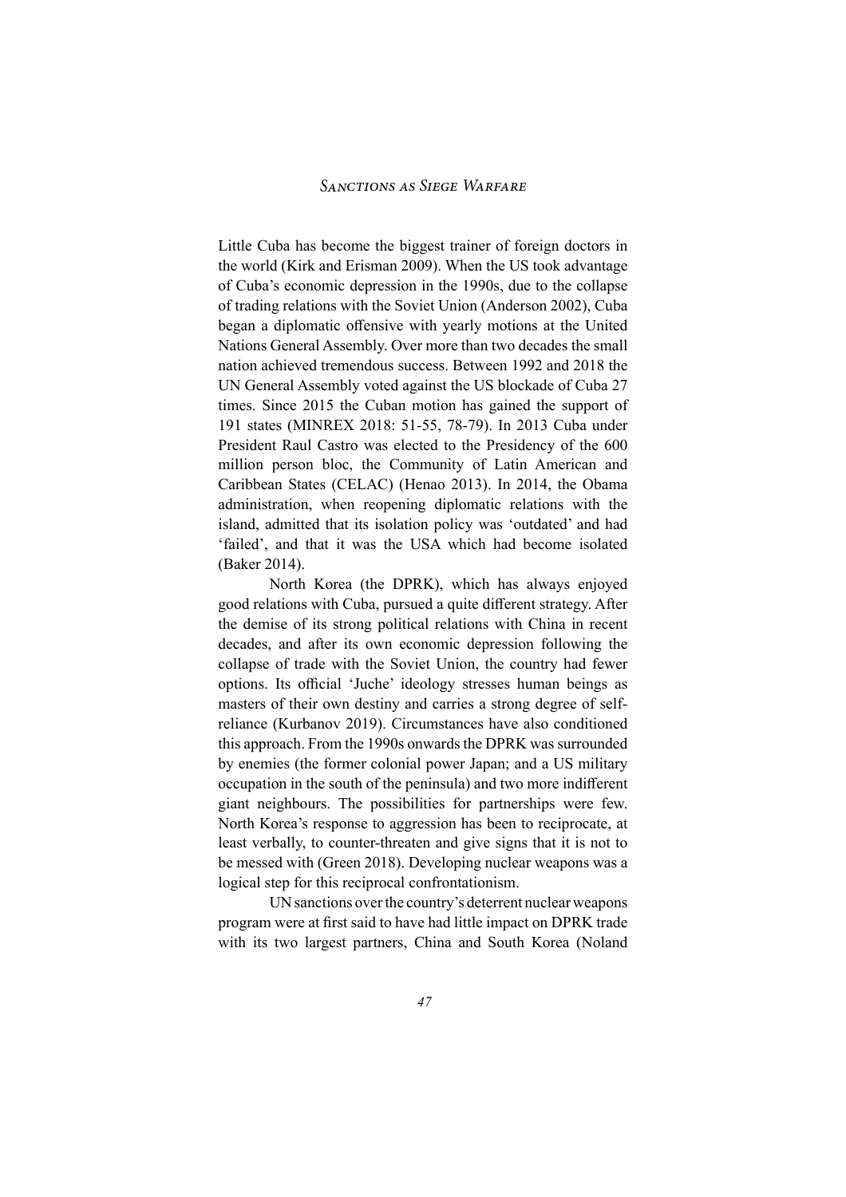Little Cuba has become the biggest trainer of foreign doctors in the world (Kirk and Erisman 2009). When the US took advantage of Cuba's economic depression in the 1990s, due to the collapse of trading relations with the Soviet Union (Anderson 2002), Cuba began a diplomatic offensive with yearly motions at the United Nations General Assembly. Over more than two decades the small nation achieved tremendous success. Between 1992 and 2018 the UN General Assembly voted against the US blockade of Cuba 27 times. Since 2015 the Cuban motion has gained the support of 191 states (MINREX 2018: 51-55, 78-79). In 2013 Cuba under President Raul Castro was elected to the Presidency of the 600 million person bloc, the Community of Latin American and Caribbean States (CELAC) (Henao 2013). In 2014, the Obama administration, when reopening diplomatic relations with the island, admitted that its isolation policy was 'outdated' and had 'failed', and that it was the USA which had become isolated (Baker 2014).

North Korea (the DPRK), which has always enjoyed good relations with Cuba, pursued a quite different strategy. After the demise of its strong political relations with China in recent decades, and after its own economic depression following the collapse of trade with the Soviet Union, the country had fewer options. Its official 'Juche' ideology stresses human beings as masters of their own destiny and carries a strong degree of self-reliance (Kurbanov 2019). Circumstances have also conditioned this approach. From the 1990s onwards the DPRK was surrounded by enemies (the former colonial power Japan; and a US military occupation in the south of the peninsula) and two more indifferent giant neighbours. The possibilities for partnerships were few. North Korea's response to aggression has been to reciprocate, at least verbally, to counter-threaten and give signs that it is not to be messed with (Green 2018). Developing nuclear weapons was a logical step for this reciprocal confrontationism.

UN sanctions over the country's deterrent nuclear weapons program were at first said to have had little impact on DPRK trade with its two largest partners, China and South Korea (Noland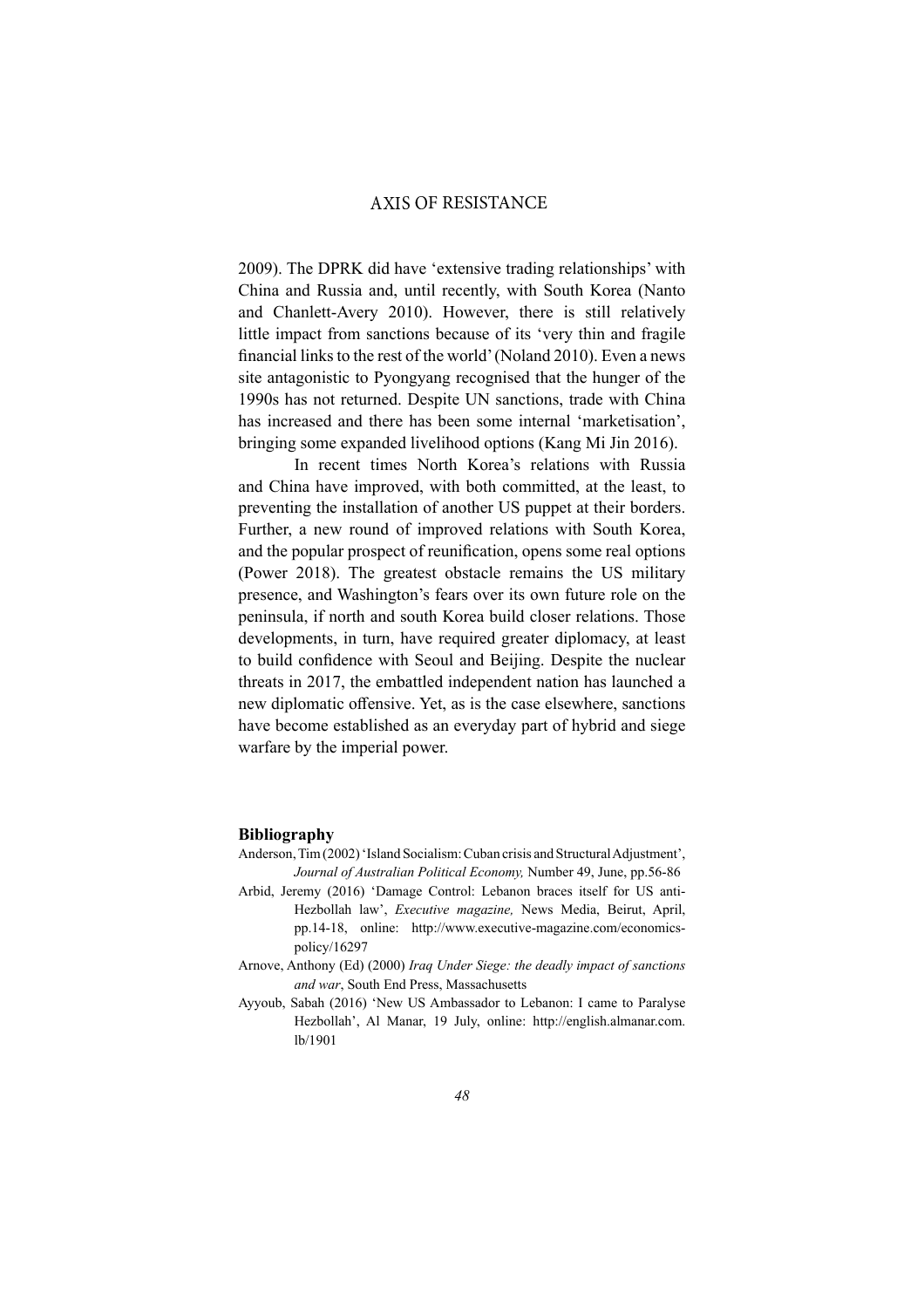2009). The DPRK did have 'extensive trading relationships' with China and Russia and, until recently, with South Korea (Nanto and Chanlett-Avery 2010). However, there is still relatively little impact from sanctions because of its 'very thin and fragile financial links to the rest of the world' (Noland 2010). Even a news site antagonistic to Pyongyang recognised that the hunger of the 1990s has not returned. Despite UN sanctions, trade with China has increased and there has been some internal 'marketisation', bringing some expanded livelihood options (Kang Mi Jin 2016).

In recent times North Korea's relations with Russia and China have improved, with both committed, at the least, to preventing the installation of another US puppet at their borders. Further, a new round of improved relations with South Korea, and the popular prospect of reunification, opens some real options (Power 2018). The greatest obstacle remains the US military presence, and Washington's fears over its own future role on the peninsula, if north and south Korea build closer relations. Those developments, in turn, have required greater diplomacy, at least to build confidence with Seoul and Beijing. Despite the nuclear threats in 2017, the embattled independent nation has launched a new diplomatic offensive. Yet, as is the case elsewhere, sanctions have become established as an everyday part of hybrid and siege warfare by the imperial power.

## Bibliography

Anderson, Tim (2002) 'Island Socialism: Cuban crisis and Structural Adjustment', *Journal of Australian Political Economy,* Number 49, June, pp.56-86

Arbid, Jeremy (2016) 'Damage Control: Lebanon braces itself for US anti-Hezbollah law', *Executive magazine,* News Media, Beirut, April, pp.14-18, online: http://www.executive-magazine.com/economics-policy/16297

Arnove, Anthony (Ed) (2000) *Iraq Under Siege: the deadly impact of sanctions and war*, South End Press, Massachusetts

Ayyoub, Sabah (2016) 'New US Ambassador to Lebanon: I came to Paralyse Hezbollah', Al Manar, 19 July, online: http://english.almanar.com.lb/1901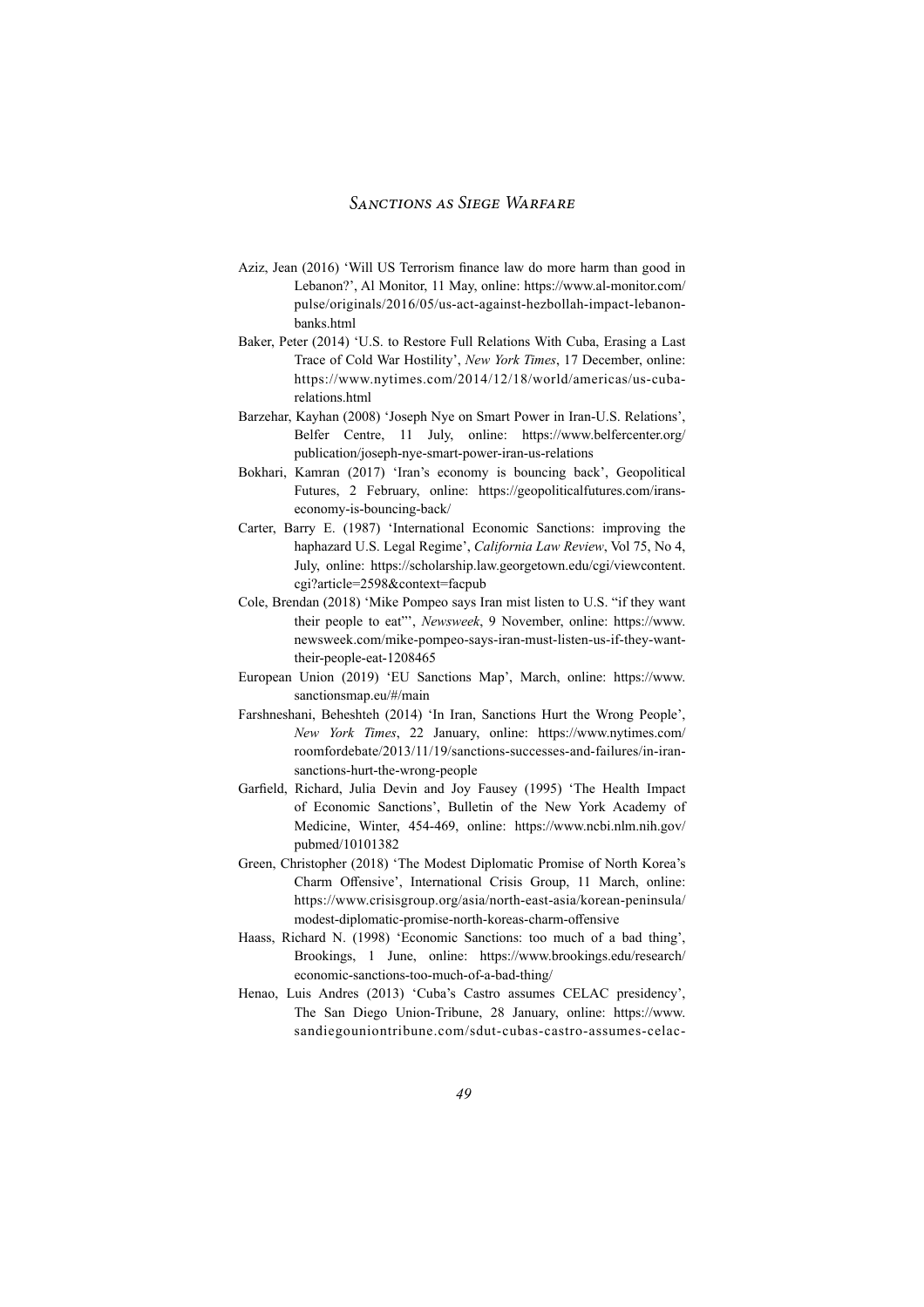Aziz, Jean (2016) 'Will US Terrorism finance law do more harm than good in Lebanon?', Al Monitor, 11 May, online: https://www.al-monitor.com/pulse/originals/2016/05/us-act-against-hezbollah-impact-lebanon-banks.html

Baker, Peter (2014) 'U.S. to Restore Full Relations With Cuba, Erasing a Last Trace of Cold War Hostility', *New York Times*, 17 December, online: https://www.nytimes.com/2014/12/18/world/americas/us-cuba-relations.html

Barzehar, Kayhan (2008) 'Joseph Nye on Smart Power in Iran-U.S. Relations', Belfer Centre, 11 July, online: https://www.belfercenter.org/publication/joseph-nye-smart-power-iran-us-relations

Bokhari, Kamran (2017) 'Iran's economy is bouncing back', Geopolitical Futures, 2 February, online: https://geopoliticalfutures.com/irans-economy-is-bouncing-back/

Carter, Barry E. (1987) 'International Economic Sanctions: improving the haphazard U.S. Legal Regime', *California Law Review*, Vol 75, No 4, July, online: https://scholarship.law.georgetown.edu/cgi/viewcontent.cgi?article=2598&context=facpub

Cole, Brendan (2018) 'Mike Pompeo says Iran mist listen to U.S. "if they want their people to eat"', *Newsweek*, 9 November, online: https://www.newsweek.com/mike-pompeo-says-iran-must-listen-us-if-they-want-their-people-eat-1208465

European Union (2019) 'EU Sanctions Map', March, online: https://www.sanctionsmap.eu/#/main

Farshneshani, Beheshteh (2014) 'In Iran, Sanctions Hurt the Wrong People', *New York Times*, 22 January, online: https://www.nytimes.com/roomfordebate/2013/11/19/sanctions-successes-and-failures/in-iran-sanctions-hurt-the-wrong-people

Garfield, Richard, Julia Devin and Joy Fausey (1995) 'The Health Impact of Economic Sanctions', Bulletin of the New York Academy of Medicine, Winter, 454-469, online: https://www.ncbi.nlm.nih.gov/pubmed/10101382

Green, Christopher (2018) 'The Modest Diplomatic Promise of North Korea's Charm Offensive', International Crisis Group, 11 March, online: https://www.crisisgroup.org/asia/north-east-asia/korean-peninsula/modest-diplomatic-promise-north-koreas-charm-offensive

Haass, Richard N. (1998) 'Economic Sanctions: too much of a bad thing', Brookings, 1 June, online: https://www.brookings.edu/research/economic-sanctions-too-much-of-a-bad-thing/

Henao, Luis Andres (2013) 'Cuba's Castro assumes CELAC presidency', The San Diego Union-Tribune, 28 January, online: https://www.sandiegouniontribune.com/sdut-cubas-castro-assumes-celac-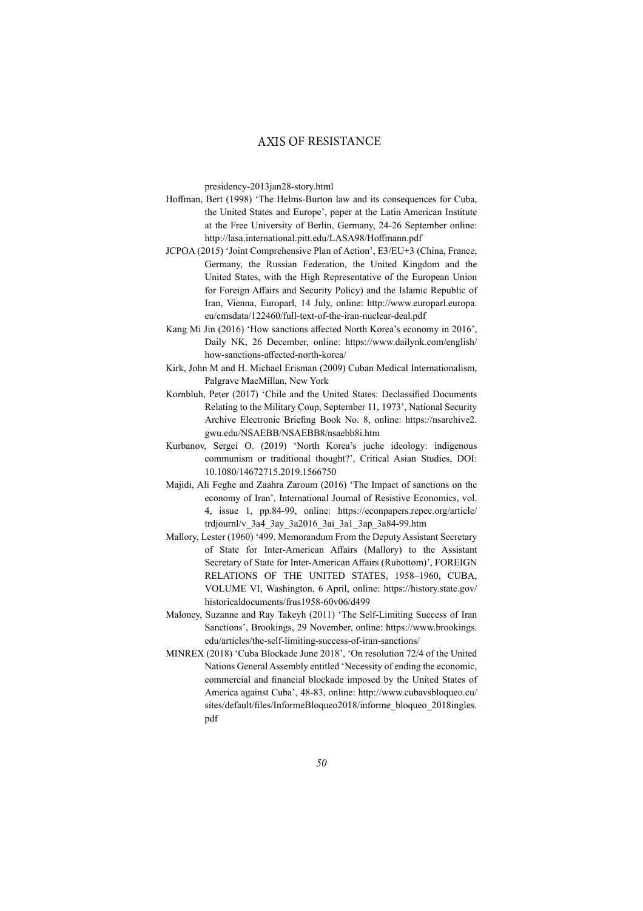presidency-2013jan28-story.html

Hoffman, Bert (1998) 'The Helms-Burton law and its consequences for Cuba, the United States and Europe', paper at the Latin American Institute at the Free University of Berlin, Germany, 24-26 September online: http://lasa.international.pitt.edu/LASA98/Hoffmann.pdf

JCPOA (2015) 'Joint Comprehensive Plan of Action', E3/EU+3 (China, France, Germany, the Russian Federation, the United Kingdom and the United States, with the High Representative of the European Union for Foreign Affairs and Security Policy) and the Islamic Republic of Iran, Vienna, Europarl, 14 July, online: http://www.europarl.europa.eu/cmsdata/122460/full-text-of-the-iran-nuclear-deal.pdf

Kang Mi Jin (2016) 'How sanctions affected North Korea's economy in 2016', Daily NK, 26 December, online: https://www.dailynk.com/english/how-sanctions-affected-north-korea/

Kirk, John M and H. Michael Erisman (2009) Cuban Medical Internationalism, Palgrave MacMillan, New York

Kornbluh, Peter (2017) 'Chile and the United States: Declassified Documents Relating to the Military Coup, September 11, 1973', National Security Archive Electronic Briefing Book No. 8, online: https://nsarchive2.gwu.edu/NSAEBB/NSAEBB8/nsaebb8i.htm

Kurbanov, Sergei O. (2019) 'North Korea's juche ideology: indigenous communism or traditional thought?', Critical Asian Studies, DOI: 10.1080/14672715.2019.1566750

Majidi, Ali Feghe and Zaahra Zaroum (2016) 'The Impact of sanctions on the economy of Iran', International Journal of Resistive Economics, vol. 4, issue 1, pp.84-99, online: https://econpapers.repec.org/article/trdjournl/v_3a4_3ay_3a2016_3ai_3a1_3ap_3a84-99.htm

Mallory, Lester (1960) '499. Memorandum From the Deputy Assistant Secretary of State for Inter-American Affairs (Mallory) to the Assistant Secretary of State for Inter-American Affairs (Rubottom)', FOREIGN RELATIONS OF THE UNITED STATES, 1958–1960, CUBA, VOLUME VI, Washington, 6 April, online: https://history.state.gov/historicaldocuments/frus1958-60v06/d499

Maloney, Suzanne and Ray Takeyh (2011) 'The Self-Limiting Success of Iran Sanctions', Brookings, 29 November, online: https://www.brookings.edu/articles/the-self-limiting-success-of-iran-sanctions/

MINREX (2018) 'Cuba Blockade June 2018', 'On resolution 72/4 of the United Nations General Assembly entitled 'Necessity of ending the economic, commercial and financial blockade imposed by the United States of America against Cuba', 48-83, online: http://www.cubavsbloqueo.cu/sites/default/files/InformeBloqueo2018/informe_bloqueo_2018ingles.pdf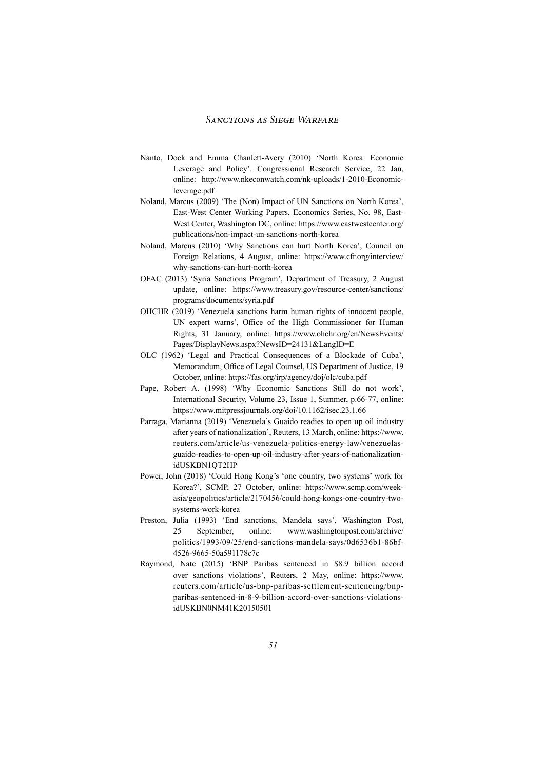Nanto, Dock and Emma Chanlett-Avery (2010) 'North Korea: Economic Leverage and Policy'. Congressional Research Service, 22 Jan, online: http://www.nkeconwatch.com/nk-uploads/1-2010-Economic-leverage.pdf

Noland, Marcus (2009) 'The (Non) Impact of UN Sanctions on North Korea', East-West Center Working Papers, Economics Series, No. 98, East-West Center, Washington DC, online: https://www.eastwestcenter.org/publications/non-impact-un-sanctions-north-korea

Noland, Marcus (2010) 'Why Sanctions can hurt North Korea', Council on Foreign Relations, 4 August, online: https://www.cfr.org/interview/why-sanctions-can-hurt-north-korea

OFAC (2013) 'Syria Sanctions Program', Department of Treasury, 2 August update, online: https://www.treasury.gov/resource-center/sanctions/programs/documents/syria.pdf

OHCHR (2019) 'Venezuela sanctions harm human rights of innocent people, UN expert warns', Office of the High Commissioner for Human Rights, 31 January, online: https://www.ohchr.org/en/NewsEvents/Pages/DisplayNews.aspx?NewsID=24131&LangID=E

OLC (1962) 'Legal and Practical Consequences of a Blockade of Cuba', Memorandum, Office of Legal Counsel, US Department of Justice, 19 October, online: https://fas.org/irp/agency/doj/olc/cuba.pdf

Pape, Robert A. (1998) 'Why Economic Sanctions Still do not work', International Security, Volume 23, Issue 1, Summer, p.66-77, online: https://www.mitpressjournals.org/doi/10.1162/isec.23.1.66

Parraga, Marianna (2019) 'Venezuela's Guaido readies to open up oil industry after years of nationalization', Reuters, 13 March, online: https://www.reuters.com/article/us-venezuela-politics-energy-law/venezuelas-guaido-readies-to-open-up-oil-industry-after-years-of-nationalization-idUSKBN1QT2HP

Power, John (2018) 'Could Hong Kong's 'one country, two systems' work for Korea?', SCMP, 27 October, online: https://www.scmp.com/week-asia/geopolitics/article/2170456/could-hong-kongs-one-country-two-systems-work-korea

Preston, Julia (1993) 'End sanctions, Mandela says', Washington Post, 25 September, online: www.washingtonpost.com/archive/politics/1993/09/25/end-sanctions-mandela-says/0d6536b1-86bf-4526-9665-50a591178c7c

Raymond, Nate (2015) 'BNP Paribas sentenced in $8.9 billion accord over sanctions violations', Reuters, 2 May, online: https://www.reuters.com/article/us-bnp-paribas-settlement-sentencing/bnp-paribas-sentenced-in-8-9-billion-accord-over-sanctions-violations-idUSKBN0NM41K20150501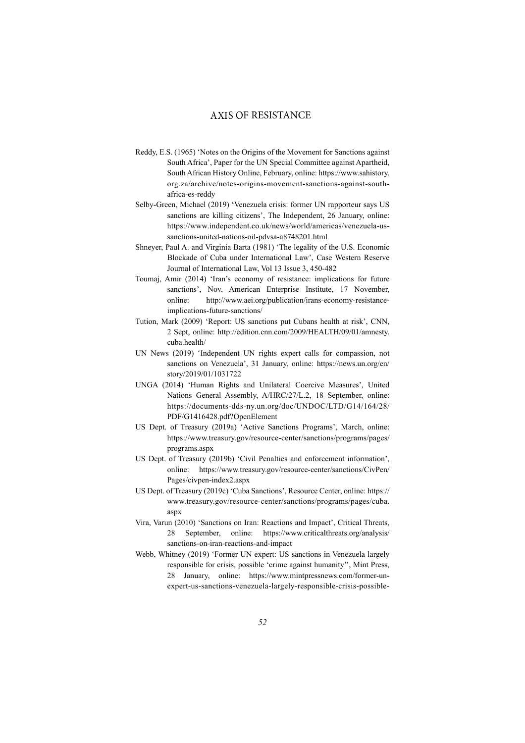Reddy, E.S. (1965) 'Notes on the Origins of the Movement for Sanctions against South Africa', Paper for the UN Special Committee against Apartheid, South African History Online, February, online: https://www.sahistory.org.za/archive/notes-origins-movement-sanctions-against-south-africa-es-reddy

Selby-Green, Michael (2019) 'Venezuela crisis: former UN rapporteur says US sanctions are killing citizens', The Independent, 26 January, online: https://www.independent.co.uk/news/world/americas/venezuela-us-sanctions-united-nations-oil-pdvsa-a8748201.html

Shneyer, Paul A. and Virginia Barta (1981) 'The legality of the U.S. Economic Blockade of Cuba under International Law', Case Western Reserve Journal of International Law, Vol 13 Issue 3, 450-482

Toumaj, Amir (2014) 'Iran's economy of resistance: implications for future sanctions', Nov, American Enterprise Institute, 17 November, online: http://www.aei.org/publication/irans-economy-resistance-implications-future-sanctions/

Tution, Mark (2009) 'Report: US sanctions put Cubans health at risk', CNN, 2 Sept, online: http://edition.cnn.com/2009/HEALTH/09/01/amnesty.cuba.health/

UN News (2019) 'Independent UN rights expert calls for compassion, not sanctions on Venezuela', 31 January, online: https://news.un.org/en/story/2019/01/1031722

UNGA (2014) 'Human Rights and Unilateral Coercive Measures', United Nations General Assembly, A/HRC/27/L.2, 18 September, online: https://documents-dds-ny.un.org/doc/UNDOC/LTD/G14/164/28/PDF/G1416428.pdf?OpenElement

US Dept. of Treasury (2019a) 'Active Sanctions Programs', March, online: https://www.treasury.gov/resource-center/sanctions/programs/pages/programs.aspx

US Dept. of Treasury (2019b) 'Civil Penalties and enforcement information', online: https://www.treasury.gov/resource-center/sanctions/CivPen/Pages/civpen-index2.aspx

US Dept. of Treasury (2019c) 'Cuba Sanctions', Resource Center, online: https://www.treasury.gov/resource-center/sanctions/programs/pages/cuba.aspx

Vira, Varun (2010) 'Sanctions on Iran: Reactions and Impact', Critical Threats, 28 September, online: https://www.criticalthreats.org/analysis/sanctions-on-iran-reactions-and-impact

Webb, Whitney (2019) 'Former UN expert: US sanctions in Venezuela largely responsible for crisis, possible 'crime against humanity'', Mint Press, 28 January, online: https://www.mintpressnews.com/former-un-expert-us-sanctions-venezuela-largely-responsible-crisis-possible-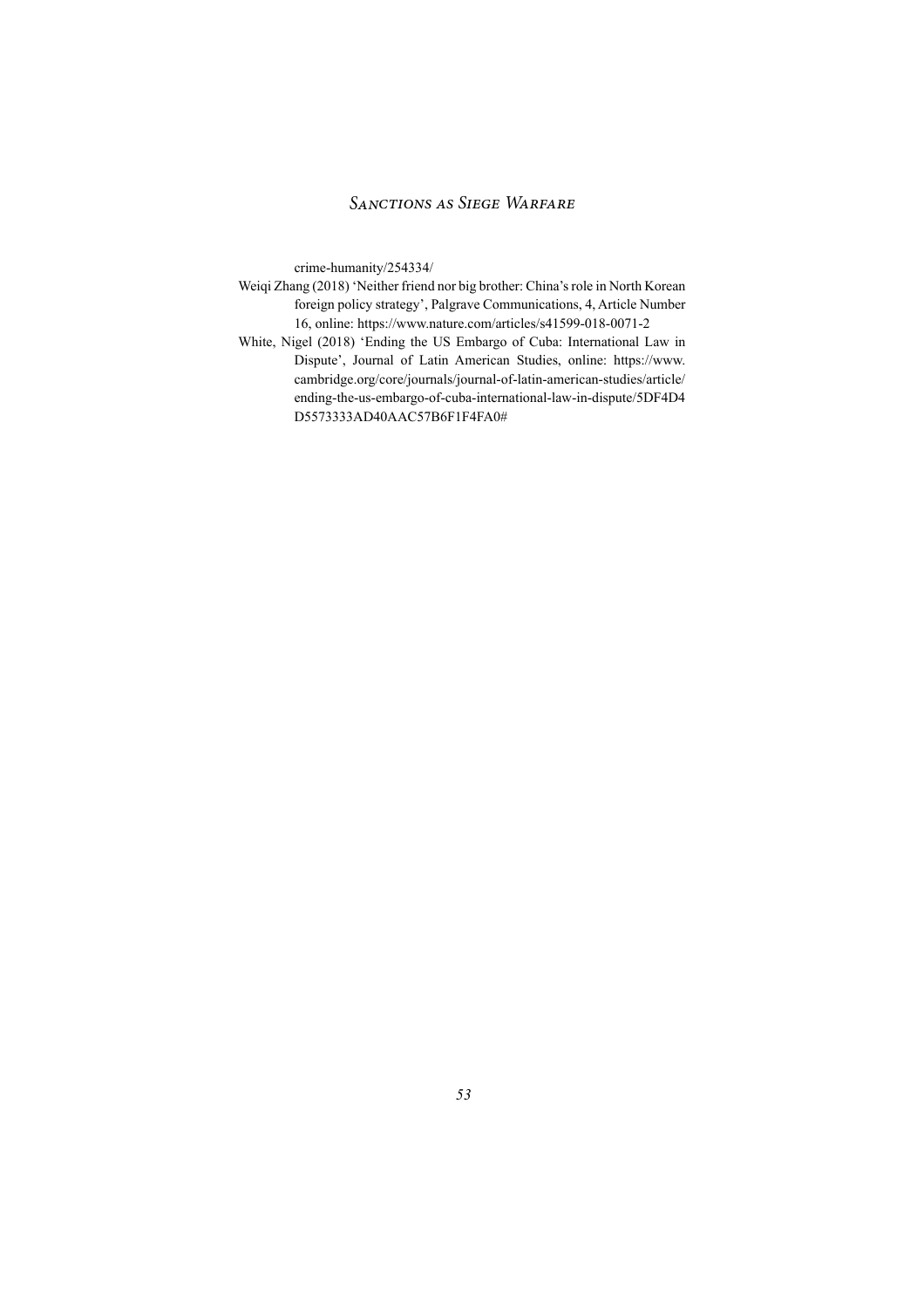crime-humanity/254334/

Weiqi Zhang (2018) 'Neither friend nor big brother: China's role in North Korean foreign policy strategy', Palgrave Communications, 4, Article Number 16, online: https://www.nature.com/articles/s41599-018-0071-2

White, Nigel (2018) 'Ending the US Embargo of Cuba: International Law in Dispute', Journal of Latin American Studies, online: https://www.cambridge.org/core/journals/journal-of-latin-american-studies/article/ending-the-us-embargo-of-cuba-international-law-in-dispute/5DF4D4D5573333AD40AAC57B6F1F4FA0#